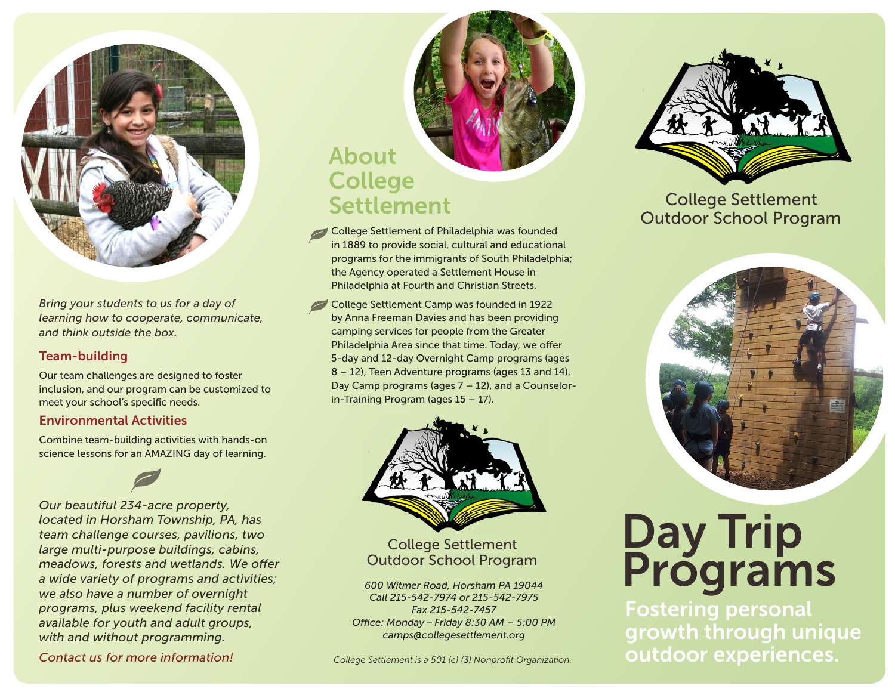*Bring your students to us for a day of learning how to cooperate, communicate, and think outside the box.*

### Team-building

Our team challenges are designed to foster inclusion, and our program can be customized to meet your school's specific needs.

### Environmental Activities

Combine team-building activities with hands-on science lessons for an AMAZING day of learning.

*Our beautiful 234-acre property, located in Horsham Township, PA, has team challenge courses, pavilions, two large multi-purpose buildings, cabins, meadows, forests and wetlands. We offer a wide variety of programs and activities; we also have a number of overnight programs, plus weekend facility rental available for youth and adult groups, with and without programming.*

*Contact us for more information!*

## About College Settlement

- College Settlement of Philadelphia was founded in 1889 to provide social, cultural and educational programs for the immigrants of South Philadelphia; the Agency operated a Settlement House in Philadelphia at Fourth and Christian Streets.
- College Settlement Camp was founded in 1922 by Anna Freeman Davies and has been providing camping services for people from the Greater Philadelphia Area since that time. Today, we offer 5-day and 12-day Overnight Camp programs (ages 8 – 12), Teen Adventure programs (ages 13 and 14), Day Camp programs (ages 7 – 12), and a Counselor-in-Training Program (ages 15 – 17).

College Settlement
Outdoor School Program

*600 Witmer Road, Horsham PA 19044*
*Call 215-542-7974 or 215-542-7975*
*Fax 215-542-7457*
*Office: Monday – Friday 8:30 AM – 5:00 PM*
*camps@collegesettlement.org*

*College Settlement is a 501 (c) (3) Nonprofit Organization.*

College Settlement
Outdoor School Program

# Day Trip Programs

**Fostering personal growth through unique outdoor experiences.**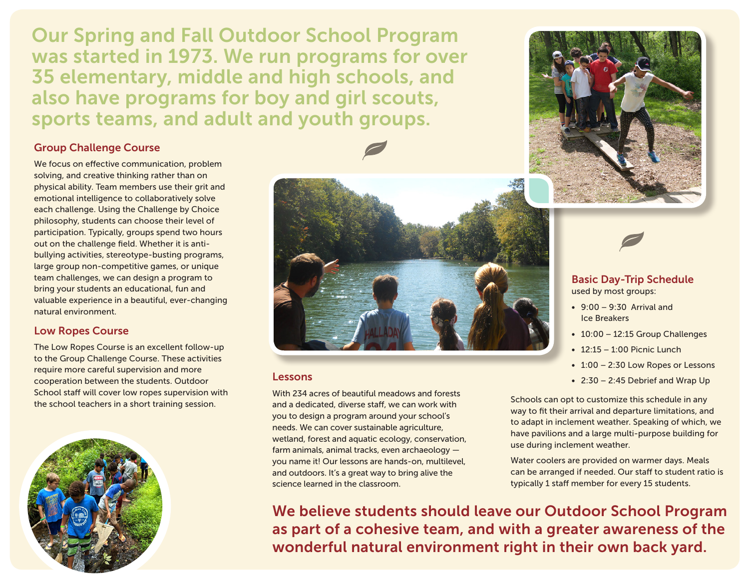# Our Spring and Fall Outdoor School Program was started in 1973. We run programs for over 35 elementary, middle and high schools, and also have programs for boy and girl scouts, sports teams, and adult and youth groups.

## Group Challenge Course

We focus on effective communication, problem solving, and creative thinking rather than on physical ability. Team members use their grit and emotional intelligence to collaboratively solve each challenge. Using the Challenge by Choice philosophy, students can choose their level of participation. Typically, groups spend two hours out on the challenge field. Whether it is anti-bullying activities, stereotype-busting programs, large group non-competitive games, or unique team challenges, we can design a program to bring your students an educational, fun and valuable experience in a beautiful, ever-changing natural environment.

## Low Ropes Course

The Low Ropes Course is an excellent follow-up to the Group Challenge Course. These activities require more careful supervision and more cooperation between the students. Outdoor School staff will cover low ropes supervision with the school teachers in a short training session.

## Lessons

With 234 acres of beautiful meadows and forests and a dedicated, diverse staff, we can work with you to design a program around your school's needs. We can cover sustainable agriculture, wetland, forest and aquatic ecology, conservation, farm animals, animal tracks, even archaeology — you name it! Our lessons are hands-on, multilevel, and outdoors. It's a great way to bring alive the science learned in the classroom.

## Basic Day-Trip Schedule

used by most groups:

- 9:00 – 9:30 Arrival and Ice Breakers
- 10:00 – 12:15 Group Challenges
- 12:15 – 1:00 Picnic Lunch
- 1:00 – 2:30 Low Ropes or Lessons
- 2:30 – 2:45 Debrief and Wrap Up

Schools can opt to customize this schedule in any way to fit their arrival and departure limitations, and to adapt in inclement weather. Speaking of which, we have pavilions and a large multi-purpose building for use during inclement weather.

Water coolers are provided on warmer days. Meals can be arranged if needed. Our staff to student ratio is typically 1 staff member for every 15 students.

**We believe students should leave our Outdoor School Program as part of a cohesive team, and with a greater awareness of the wonderful natural environment right in their own back yard.**